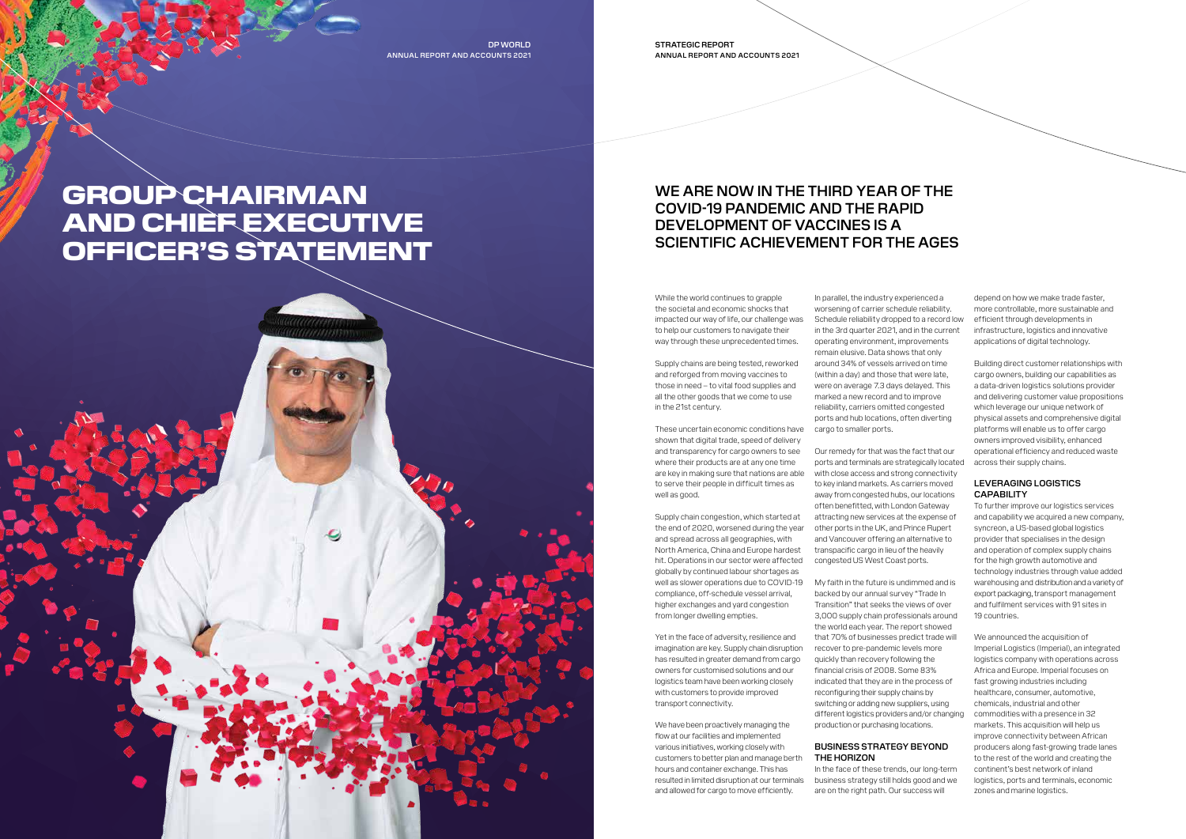# GROUP CHAIRMAN AND CHIEF EXECUTIVE OFFICER'S STATEMENT

## WE ARE NOW IN THE THIRD YEAR OF THE COVID-19 PANDEMIC AND THE RAPID DEVELOPMENT OF VACCINES IS A SCIENTIFIC ACHIEVEMENT FOR THE AGES

While the world continues to grapple the societal and economic shocks that impacted our way of life, our challenge was to help our customers to navigate their way through these unprecedented times.

Supply chains are being tested, reworked and reforged from moving vaccines to those in need – to vital food supplies and all the other goods that we come to use in the 21st century.

These uncertain economic conditions have shown that digital trade, speed of delivery and transparency for cargo owners to see where their products are at any one time are key in making sure that nations are able to serve their people in difficult times as well as good.

Supply chain congestion, which started at the end of 2020, worsened during the year and spread across all geographies, with North America, China and Europe hardest hit. Operations in our sector were affected globally by continued labour shortages as well as slower operations due to COVID-19 compliance, off-schedule vessel arrival, higher exchanges and yard congestion from longer dwelling empties.

Yet in the face of adversity, resilience and imagination are key. Supply chain disruption has resulted in greater demand from cargo owners for customised solutions and our logistics team have been working closely with customers to provide improved transport connectivity.

We have been proactively managing the flow at our facilities and implemented various initiatives, working closely with customers to better plan and manage berth hours and container exchange. This has resulted in limited disruption at our terminals and allowed for cargo to move efficiently.

In parallel, the industry experienced a worsening of carrier schedule reliability. Schedule reliability dropped to a record low in the 3rd quarter 2021, and in the current operating environment, improvements remain elusive. Data shows that only around 34% of vessels arrived on time (within a day) and those that were late, were on average 7.3 days delayed. This marked a new record and to improve reliability, carriers omitted congested ports and hub locations, often diverting cargo to smaller ports.

Our remedy for that was the fact that our ports and terminals are strategically located with close access and strong connectivity to key inland markets. As carriers moved away from congested hubs, our locations often benefitted, with London Gateway attracting new services at the expense of other ports in the UK, and Prince Rupert and Vancouver offering an alternative to transpacific cargo in lieu of the heavily congested US West Coast ports.

My faith in the future is undimmed and is backed by our annual survey "Trade In Transition" that seeks the views of over 3,000 supply chain professionals around the world each year. The report showed that 70% of businesses predict trade will recover to pre-pandemic levels more quickly than recovery following the financial crisis of 2008. Some 83% indicated that they are in the process of reconfiguring their supply chains by switching or adding new suppliers, using different logistics providers and/or changing production or purchasing locations.

### BUSINESS STRATEGY BEYOND THE HORIZON

In the face of these trends, our long-term business strategy still holds good and we are on the right path. Our success will depend on how we make trade faster, more controllable, more sustainable and efficient through developments in infrastructure, logistics and innovative applications of digital technology.

Building direct customer relationships with cargo owners, building our capabilities as a data-driven logistics solutions provider and delivering customer value propositions which leverage our unique network of physical assets and comprehensive digital platforms will enable us to offer cargo owners improved visibility, enhanced operational efficiency and reduced waste across their supply chains.

### LEVERAGING LOGISTICS CAPABILITY

To further improve our logistics services and capability we acquired a new company, syncreon, a US-based global logistics provider that specialises in the design and operation of complex supply chains for the high growth automotive and technology industries through value added warehousing and distribution and a variety of export packaging, transport management and fulfilment services with 91 sites in 19 countries.

We announced the acquisition of Imperial Logistics (Imperial), an integrated logistics company with operations across Africa and Europe. Imperial focuses on fast growing industries including healthcare, consumer, automotive, chemicals, industrial and other commodities with a presence in 32 markets. This acquisition will help us improve connectivity between African producers along fast-growing trade lanes to the rest of the world and creating the continent's best network of inland logistics, ports and terminals, economic zones and marine logistics.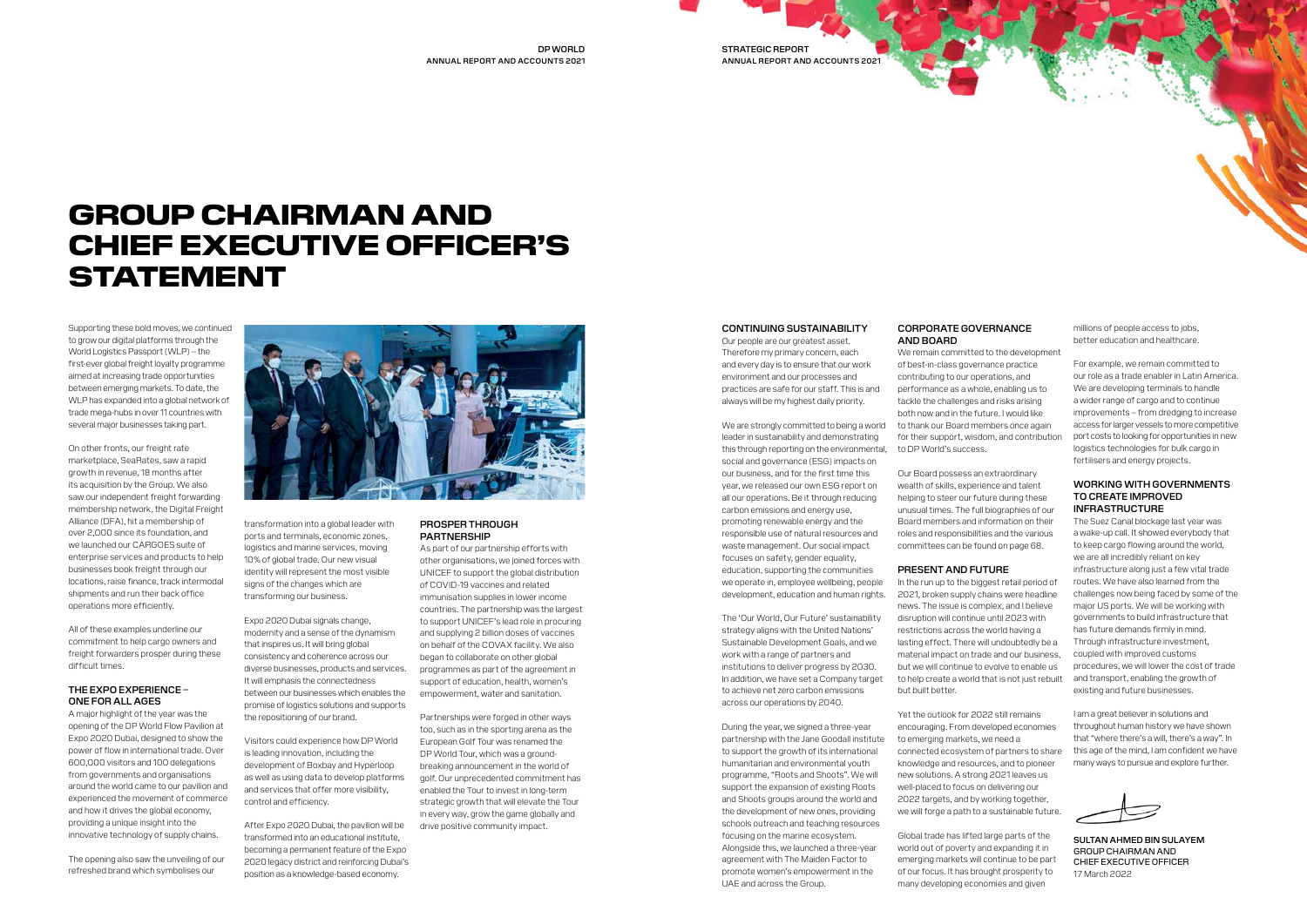# GROUP CHAIRMAN AND CHIEF EXECUTIVE OFFICER'S STATEMENT

Supporting these bold moves, we continued to grow our digital platforms through the World Logistics Passport (WLP) – the first-ever global freight loyalty programme aimed at increasing trade opportunities between emerging markets. To date, the WLP has expanded into a global network of trade mega-hubs in over 11 countries with several major businesses taking part.

On other fronts, our freight rate marketplace, SeaRates, saw a rapid growth in revenue, 18 months after its acquisition by the Group. We also saw our independent freight forwarding membership network, the Digital Freight Alliance (DFA), hit a membership of over 2,000 since its foundation, and we launched our CARGOES suite of enterprise services and products to help businesses book freight through our locations, raise finance, track intermodal shipments and run their back office operations more efficiently.

All of these examples underline our commitment to help cargo owners and freight forwarders prosper during these difficult times.

### THE EXPO EXPERIENCE – ONE FOR ALL AGES

A major highlight of the year was the opening of the DP World Flow Pavilion at Expo 2020 Dubai, designed to show the power of flow in international trade. Over 600,000 visitors and 100 delegations from governments and organisations around the world came to our pavilion and experienced the movement of commerce and how it drives the global economy, providing a unique insight into the innovative technology of supply chains.

The opening also saw the unveiling of our refreshed brand which symbolises our transformation into a global leader with ports and terminals, economic zones, logistics and marine services, moving 10% of global trade. Our new visual identity will represent the most visible signs of the changes which are transforming our business.

Expo 2020 Dubai signals change, modernity and a sense of the dynamism that inspires us. It will bring global consistency and coherence across our diverse businesses, products and services. It will emphasis the connectedness between our businesses which enables the promise of logistics solutions and supports the repositioning of our brand.

Visitors could experience how DP World is leading innovation, including the development of Boxbay and Hyperloop as well as using data to develop platforms and services that offer more visibility, control and efficiency.

After Expo 2020 Dubai, the pavilion will be transformed into an educational institute, becoming a permanent feature of the Expo 2020 legacy district and reinforcing Dubai's position as a knowledge-based economy.

### PROSPER THROUGH PARTNERSHIP

As part of our partnership efforts with other organisations, we joined forces with UNICEF to support the global distribution of COVID-19 vaccines and related immunisation supplies in lower income countries. The partnership was the largest to support UNICEF's lead role in procuring and supplying 2 billion doses of vaccines on behalf of the COVAX facility. We also began to collaborate on other global programmes as part of the agreement in support of education, health, women's empowerment, water and sanitation.

Partnerships were forged in other ways too, such as in the sporting arena as the European Golf Tour was renamed the DP World Tour, which was a ground-breaking announcement in the world of golf. Our unprecedented commitment has enabled the Tour to invest in long-term strategic growth that will elevate the Tour in every way, grow the game globally and drive positive community impact.

### CONTINUING SUSTAINABILITY

Our people are our greatest asset. Therefore my primary concern, each and every day is to ensure that our work environment and our processes and practices are safe for our staff. This is and always will be my highest daily priority.

We are strongly committed to being a world leader in sustainability and demonstrating this through reporting on the environmental, social and governance (ESG) impacts on our business, and for the first time this year, we released our own ESG report on all our operations. Be it through reducing carbon emissions and energy use, promoting renewable energy and the responsible use of natural resources and waste management. Our social impact focuses on safety, gender equality, education, supporting the communities we operate in, employee wellbeing, people development, education and human rights.

The 'Our World, Our Future' sustainability strategy aligns with the United Nations' Sustainable Development Goals, and we work with a range of partners and institutions to deliver progress by 2030. In addition, we have set a Company target to achieve net zero carbon emissions across our operations by 2040.

During the year, we signed a three-year partnership with the Jane Goodall institute to support the growth of its international humanitarian and environmental youth programme, "Roots and Shoots". We will support the expansion of existing Roots and Shoots groups around the world and the development of new ones, providing schools outreach and teaching resources focusing on the marine ecosystem. Alongside this, we launched a three-year agreement with The Maiden Factor to promote women's empowerment in the UAE and across the Group.

### CORPORATE GOVERNANCE AND BOARD

We remain committed to the development of best-in-class governance practice contributing to our operations, and performance as a whole, enabling us to tackle the challenges and risks arising both now and in the future. I would like to thank our Board members once again for their support, wisdom, and contribution to DP World's success.

Our Board possess an extraordinary wealth of skills, experience and talent helping to steer our future during these unusual times. The full biographies of our Board members and information on their roles and responsibilities and the various committees can be found on page 68.

### PRESENT AND FUTURE

In the run up to the biggest retail period of 2021, broken supply chains were headline news. The issue is complex, and I believe disruption will continue until 2023 with restrictions across the world having a lasting effect. There will undoubtedly be a material impact on trade and our business, but we will continue to evolve to enable us to help create a world that is not just rebuilt but built better.

Yet the outlook for 2022 still remains encouraging. From developed economies to emerging markets, we need a connected ecosystem of partners to share knowledge and resources, and to pioneer new solutions. A strong 2021 leaves us well-placed to focus on delivering our 2022 targets, and by working together, we will forge a path to a sustainable future.

Global trade has lifted large parts of the world out of poverty and expanding it in emerging markets will continue to be part of our focus. It has brought prosperity to many developing economies and given millions of people access to jobs, better education and healthcare.

For example, we remain committed to our role as a trade enabler in Latin America. We are developing terminals to handle a wider range of cargo and to continue improvements – from dredging to increase access for larger vessels to more competitive port costs to looking for opportunities in new logistics technologies for bulk cargo in fertilisers and energy projects.

### WORKING WITH GOVERNMENTS TO CREATE IMPROVED INFRASTRUCTURE

The Suez Canal blockage last year was a wake-up call. It showed everybody that to keep cargo flowing around the world, we are all incredibly reliant on key infrastructure along just a few vital trade routes. We have also learned from the challenges now being faced by some of the major US ports. We will be working with governments to build infrastructure that has future demands firmly in mind. Through infrastructure investment, coupled with improved customs procedures, we will lower the cost of trade and transport, enabling the growth of existing and future businesses.

I am a great believer in solutions and throughout human history we have shown that "where there's a will, there's a way". In this age of the mind, I am confident we have many ways to pursue and explore further.

**SULTAN AHMED BIN SULAYEM**
GROUP CHAIRMAN AND CHIEF EXECUTIVE OFFICER
17 March 2022